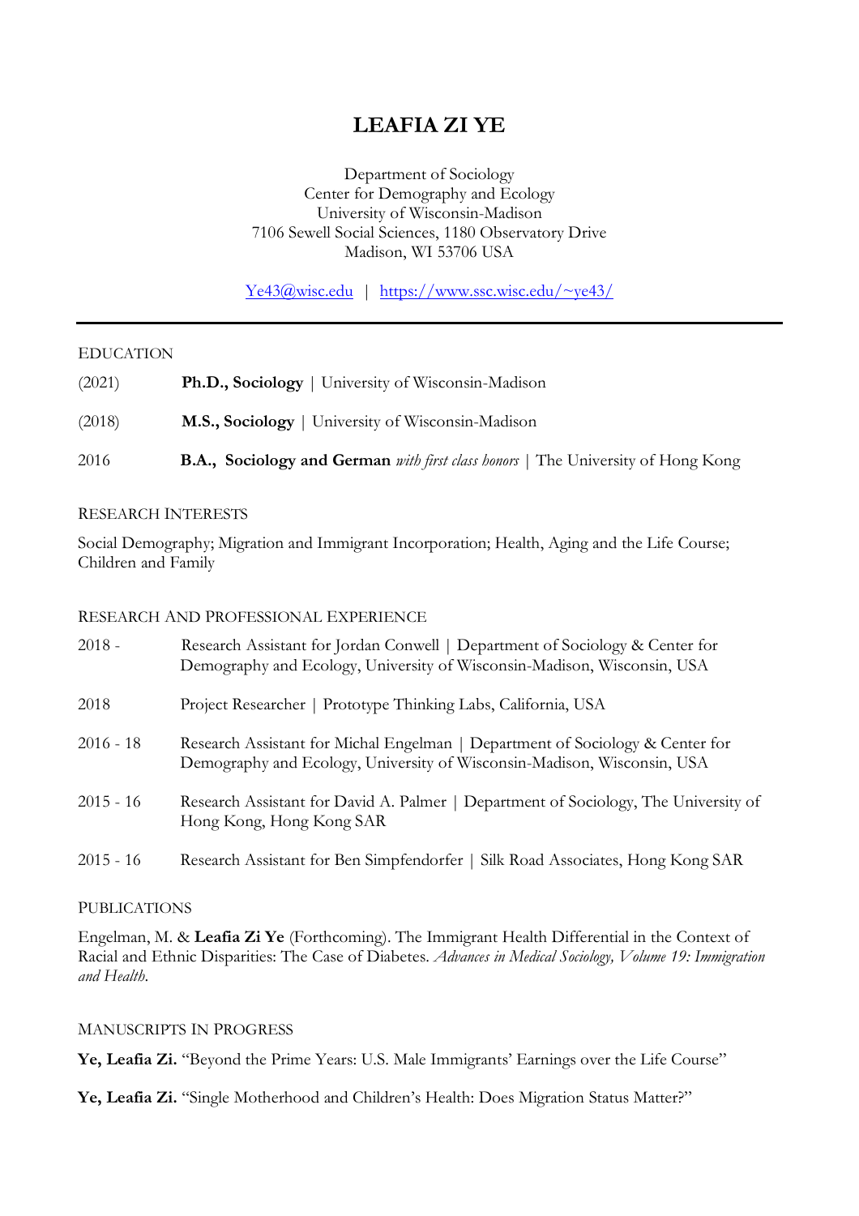# LEAFIA ZI YE

Department of Sociology
Center for Demography and Ecology
University of Wisconsin-Madison
7106 Sewell Social Sciences, 1180 Observatory Drive
Madison, WI 53706 USA

Ye43@wisc.edu | https://www.ssc.wisc.edu/~ye43/

---

## EDUCATION

(2021) **Ph.D., Sociology** | University of Wisconsin-Madison

(2018) **M.S., Sociology** | University of Wisconsin-Madison

2016 **B.A., Sociology and German** *with first class honors* | The University of Hong Kong

## RESEARCH INTERESTS

Social Demography; Migration and Immigrant Incorporation; Health, Aging and the Life Course; Children and Family

## RESEARCH AND PROFESSIONAL EXPERIENCE

2018 - Research Assistant for Jordan Conwell | Department of Sociology & Center for Demography and Ecology, University of Wisconsin-Madison, Wisconsin, USA

2018 Project Researcher | Prototype Thinking Labs, California, USA

2016 - 18 Research Assistant for Michal Engelman | Department of Sociology & Center for Demography and Ecology, University of Wisconsin-Madison, Wisconsin, USA

2015 - 16 Research Assistant for David A. Palmer | Department of Sociology, The University of Hong Kong, Hong Kong SAR

2015 - 16 Research Assistant for Ben Simpfendorfer | Silk Road Associates, Hong Kong SAR

## PUBLICATIONS

Engelman, M. & **Leafia Zi Ye** (Forthcoming). The Immigrant Health Differential in the Context of Racial and Ethnic Disparities: The Case of Diabetes. *Advances in Medical Sociology, Volume 19: Immigration and Health.*

## MANUSCRIPTS IN PROGRESS

**Ye, Leafia Zi.** "Beyond the Prime Years: U.S. Male Immigrants' Earnings over the Life Course"

**Ye, Leafia Zi.** "Single Motherhood and Children's Health: Does Migration Status Matter?"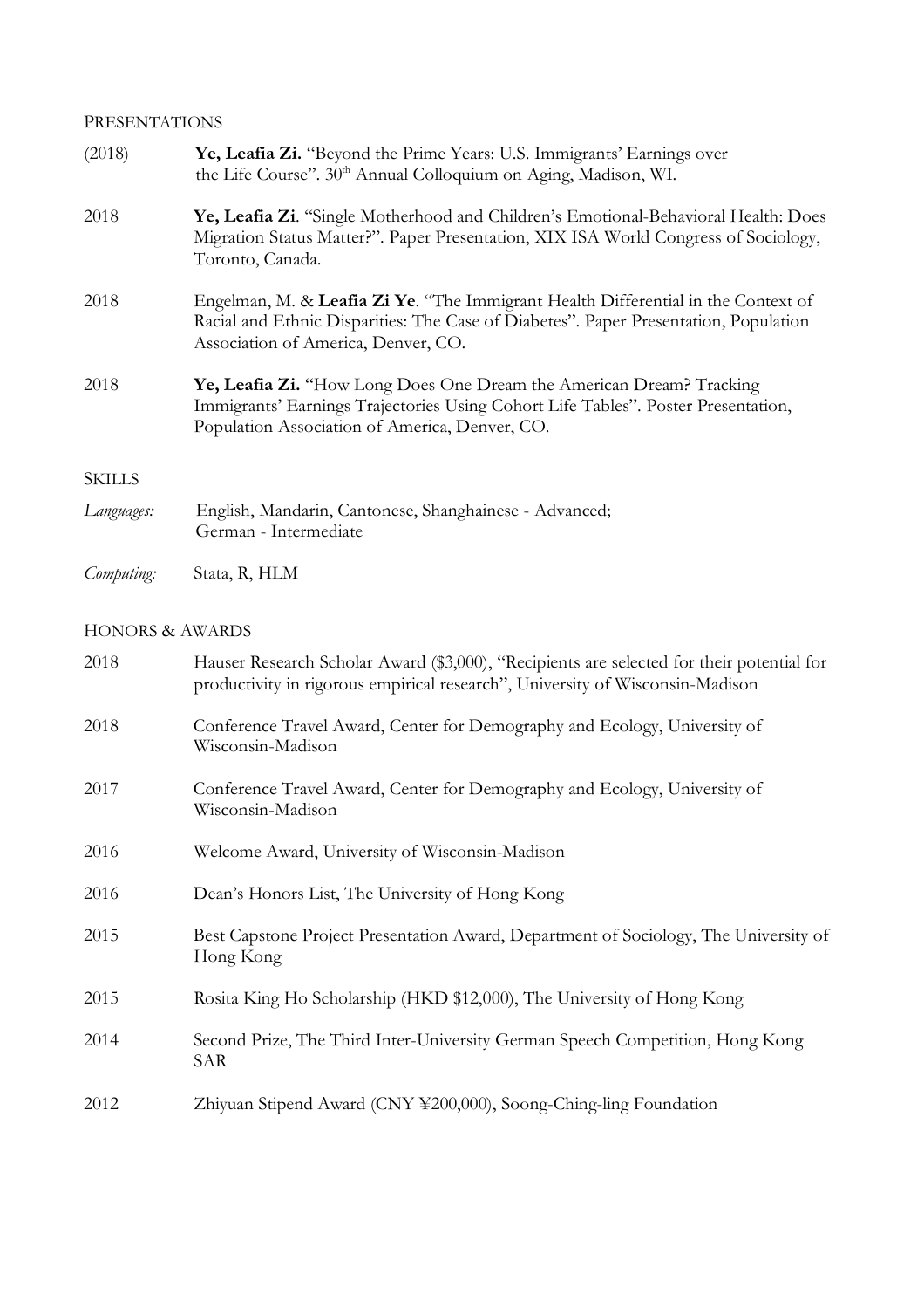## PRESENTATIONS

(2018) **Ye, Leafia Zi.** "Beyond the Prime Years: U.S. Immigrants' Earnings over the Life Course". 30th Annual Colloquium on Aging, Madison, WI.

2018 **Ye, Leafia Zi**. "Single Motherhood and Children's Emotional-Behavioral Health: Does Migration Status Matter?". Paper Presentation, XIX ISA World Congress of Sociology, Toronto, Canada.

2018 Engelman, M. & **Leafia Zi Ye**. "The Immigrant Health Differential in the Context of Racial and Ethnic Disparities: The Case of Diabetes". Paper Presentation, Population Association of America, Denver, CO.

2018 **Ye, Leafia Zi.** "How Long Does One Dream the American Dream? Tracking Immigrants' Earnings Trajectories Using Cohort Life Tables". Poster Presentation, Population Association of America, Denver, CO.

## SKILLS

*Languages:* English, Mandarin, Cantonese, Shanghainese - Advanced; German - Intermediate

*Computing:* Stata, R, HLM

## HONORS & AWARDS

2018 Hauser Research Scholar Award ($3,000), "Recipients are selected for their potential for productivity in rigorous empirical research", University of Wisconsin-Madison

2018 Conference Travel Award, Center for Demography and Ecology, University of Wisconsin-Madison

2017 Conference Travel Award, Center for Demography and Ecology, University of Wisconsin-Madison

2016 Welcome Award, University of Wisconsin-Madison

2016 Dean's Honors List, The University of Hong Kong

2015 Best Capstone Project Presentation Award, Department of Sociology, The University of Hong Kong

2015 Rosita King Ho Scholarship (HKD $12,000), The University of Hong Kong

2014 Second Prize, The Third Inter-University German Speech Competition, Hong Kong SAR

2012 Zhiyuan Stipend Award (CNY ¥200,000), Soong-Ching-ling Foundation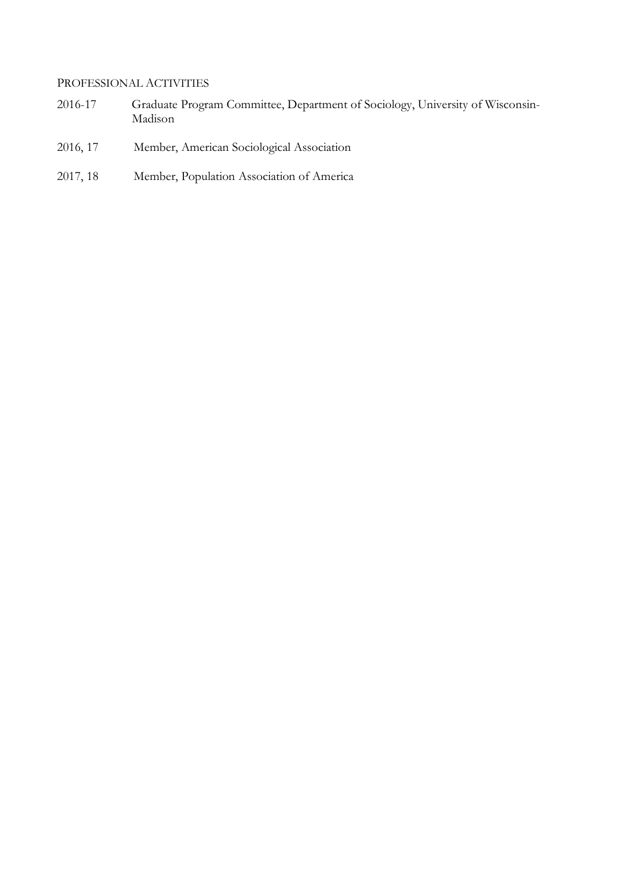## PROFESSIONAL ACTIVITIES

2016-17 Graduate Program Committee, Department of Sociology, University of Wisconsin-Madison

2016, 17 Member, American Sociological Association

2017, 18 Member, Population Association of America